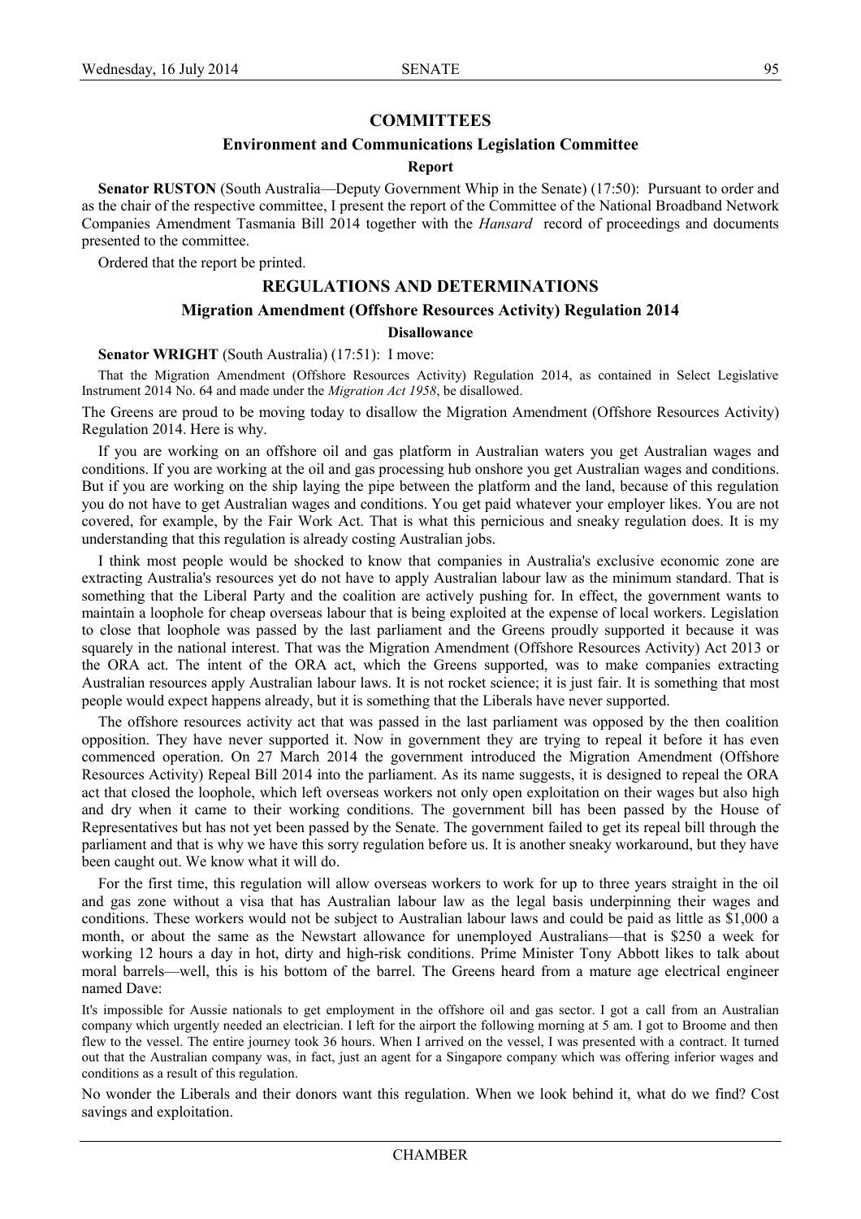## COMMITTEES

### Environment and Communications Legislation Committee

#### Report

**Senator RUSTON** (South Australia—Deputy Government Whip in the Senate) (17:50): Pursuant to order and as the chair of the respective committee, I present the report of the Committee of the National Broadband Network Companies Amendment Tasmania Bill 2014 together with the *Hansard* record of proceedings and documents presented to the committee.

Ordered that the report be printed.

## REGULATIONS AND DETERMINATIONS

### Migration Amendment (Offshore Resources Activity) Regulation 2014

#### Disallowance

**Senator WRIGHT** (South Australia) (17:51): I move:

That the Migration Amendment (Offshore Resources Activity) Regulation 2014, as contained in Select Legislative Instrument 2014 No. 64 and made under the *Migration Act 1958*, be disallowed.

The Greens are proud to be moving today to disallow the Migration Amendment (Offshore Resources Activity) Regulation 2014. Here is why.

If you are working on an offshore oil and gas platform in Australian waters you get Australian wages and conditions. If you are working at the oil and gas processing hub onshore you get Australian wages and conditions. But if you are working on the ship laying the pipe between the platform and the land, because of this regulation you do not have to get Australian wages and conditions. You get paid whatever your employer likes. You are not covered, for example, by the Fair Work Act. That is what this pernicious and sneaky regulation does. It is my understanding that this regulation is already costing Australian jobs.

I think most people would be shocked to know that companies in Australia's exclusive economic zone are extracting Australia's resources yet do not have to apply Australian labour law as the minimum standard. That is something that the Liberal Party and the coalition are actively pushing for. In effect, the government wants to maintain a loophole for cheap overseas labour that is being exploited at the expense of local workers. Legislation to close that loophole was passed by the last parliament and the Greens proudly supported it because it was squarely in the national interest. That was the Migration Amendment (Offshore Resources Activity) Act 2013 or the ORA act. The intent of the ORA act, which the Greens supported, was to make companies extracting Australian resources apply Australian labour laws. It is not rocket science; it is just fair. It is something that most people would expect happens already, but it is something that the Liberals have never supported.

The offshore resources activity act that was passed in the last parliament was opposed by the then coalition opposition. They have never supported it. Now in government they are trying to repeal it before it has even commenced operation. On 27 March 2014 the government introduced the Migration Amendment (Offshore Resources Activity) Repeal Bill 2014 into the parliament. As its name suggests, it is designed to repeal the ORA act that closed the loophole, which left overseas workers not only open exploitation on their wages but also high and dry when it came to their working conditions. The government bill has been passed by the House of Representatives but has not yet been passed by the Senate. The government failed to get its repeal bill through the parliament and that is why we have this sorry regulation before us. It is another sneaky workaround, but they have been caught out. We know what it will do.

For the first time, this regulation will allow overseas workers to work for up to three years straight in the oil and gas zone without a visa that has Australian labour law as the legal basis underpinning their wages and conditions. These workers would not be subject to Australian labour laws and could be paid as little as $1,000 a month, or about the same as the Newstart allowance for unemployed Australians—that is $250 a week for working 12 hours a day in hot, dirty and high-risk conditions. Prime Minister Tony Abbott likes to talk about moral barrels—well, this is his bottom of the barrel. The Greens heard from a mature age electrical engineer named Dave:

It's impossible for Aussie nationals to get employment in the offshore oil and gas sector. I got a call from an Australian company which urgently needed an electrician. I left for the airport the following morning at 5 am. I got to Broome and then flew to the vessel. The entire journey took 36 hours. When I arrived on the vessel, I was presented with a contract. It turned out that the Australian company was, in fact, just an agent for a Singapore company which was offering inferior wages and conditions as a result of this regulation.

No wonder the Liberals and their donors want this regulation. When we look behind it, what do we find? Cost savings and exploitation.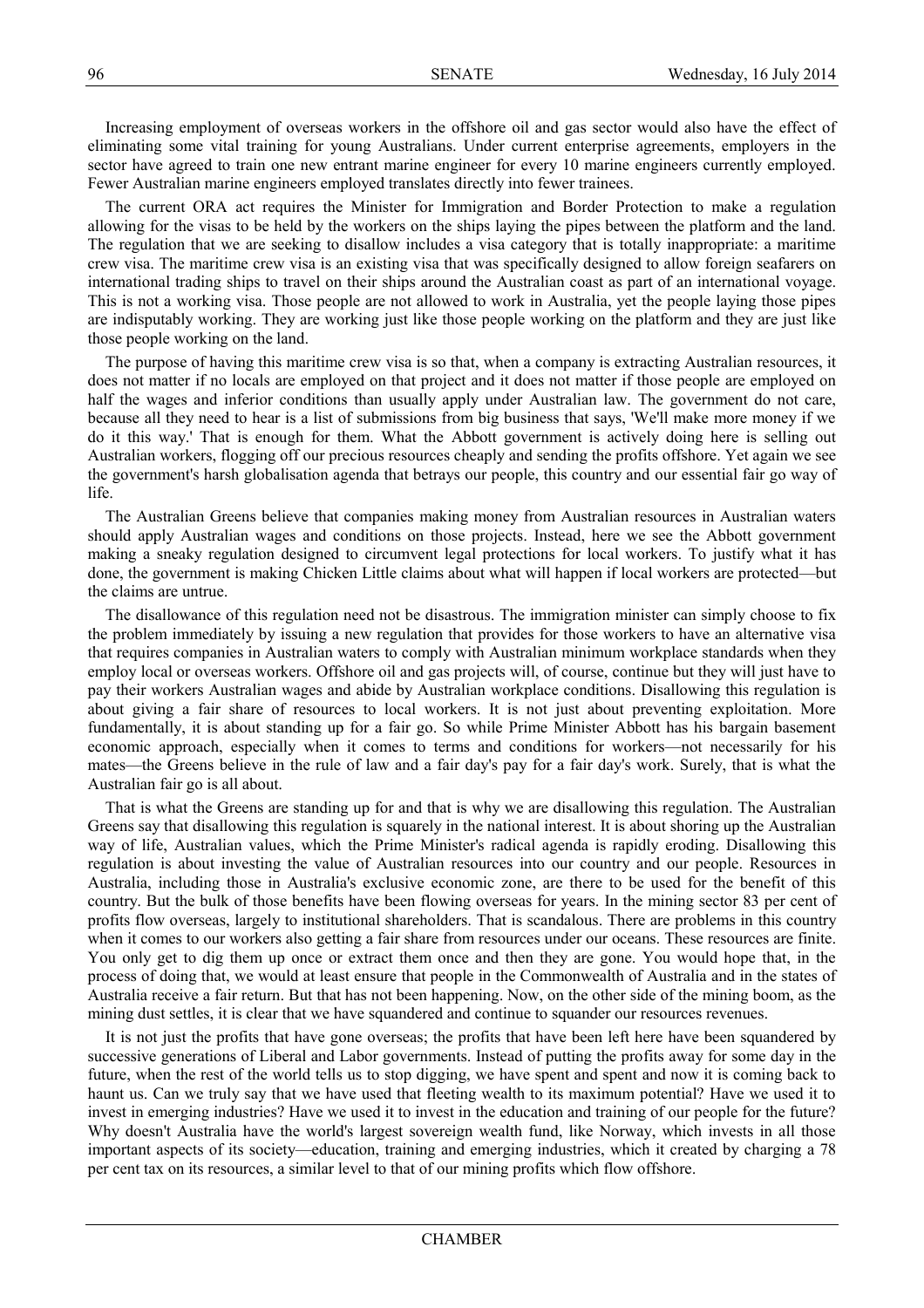Increasing employment of overseas workers in the offshore oil and gas sector would also have the effect of eliminating some vital training for young Australians. Under current enterprise agreements, employers in the sector have agreed to train one new entrant marine engineer for every 10 marine engineers currently employed. Fewer Australian marine engineers employed translates directly into fewer trainees.

The current ORA act requires the Minister for Immigration and Border Protection to make a regulation allowing for the visas to be held by the workers on the ships laying the pipes between the platform and the land. The regulation that we are seeking to disallow includes a visa category that is totally inappropriate: a maritime crew visa. The maritime crew visa is an existing visa that was specifically designed to allow foreign seafarers on international trading ships to travel on their ships around the Australian coast as part of an international voyage. This is not a working visa. Those people are not allowed to work in Australia, yet the people laying those pipes are indisputably working. They are working just like those people working on the platform and they are just like those people working on the land.

The purpose of having this maritime crew visa is so that, when a company is extracting Australian resources, it does not matter if no locals are employed on that project and it does not matter if those people are employed on half the wages and inferior conditions than usually apply under Australian law. The government do not care, because all they need to hear is a list of submissions from big business that says, 'We'll make more money if we do it this way.' That is enough for them. What the Abbott government is actively doing here is selling out Australian workers, flogging off our precious resources cheaply and sending the profits offshore. Yet again we see the government's harsh globalisation agenda that betrays our people, this country and our essential fair go way of life.

The Australian Greens believe that companies making money from Australian resources in Australian waters should apply Australian wages and conditions on those projects. Instead, here we see the Abbott government making a sneaky regulation designed to circumvent legal protections for local workers. To justify what it has done, the government is making Chicken Little claims about what will happen if local workers are protected—but the claims are untrue.

The disallowance of this regulation need not be disastrous. The immigration minister can simply choose to fix the problem immediately by issuing a new regulation that provides for those workers to have an alternative visa that requires companies in Australian waters to comply with Australian minimum workplace standards when they employ local or overseas workers. Offshore oil and gas projects will, of course, continue but they will just have to pay their workers Australian wages and abide by Australian workplace conditions. Disallowing this regulation is about giving a fair share of resources to local workers. It is not just about preventing exploitation. More fundamentally, it is about standing up for a fair go. So while Prime Minister Abbott has his bargain basement economic approach, especially when it comes to terms and conditions for workers—not necessarily for his mates—the Greens believe in the rule of law and a fair day's pay for a fair day's work. Surely, that is what the Australian fair go is all about.

That is what the Greens are standing up for and that is why we are disallowing this regulation. The Australian Greens say that disallowing this regulation is squarely in the national interest. It is about shoring up the Australian way of life, Australian values, which the Prime Minister's radical agenda is rapidly eroding. Disallowing this regulation is about investing the value of Australian resources into our country and our people. Resources in Australia, including those in Australia's exclusive economic zone, are there to be used for the benefit of this country. But the bulk of those benefits have been flowing overseas for years. In the mining sector 83 per cent of profits flow overseas, largely to institutional shareholders. That is scandalous. There are problems in this country when it comes to our workers also getting a fair share from resources under our oceans. These resources are finite. You only get to dig them up once or extract them once and then they are gone. You would hope that, in the process of doing that, we would at least ensure that people in the Commonwealth of Australia and in the states of Australia receive a fair return. But that has not been happening. Now, on the other side of the mining boom, as the mining dust settles, it is clear that we have squandered and continue to squander our resources revenues.

It is not just the profits that have gone overseas; the profits that have been left here have been squandered by successive generations of Liberal and Labor governments. Instead of putting the profits away for some day in the future, when the rest of the world tells us to stop digging, we have spent and spent and now it is coming back to haunt us. Can we truly say that we have used that fleeting wealth to its maximum potential? Have we used it to invest in emerging industries? Have we used it to invest in the education and training of our people for the future? Why doesn't Australia have the world's largest sovereign wealth fund, like Norway, which invests in all those important aspects of its society—education, training and emerging industries, which it created by charging a 78 per cent tax on its resources, a similar level to that of our mining profits which flow offshore.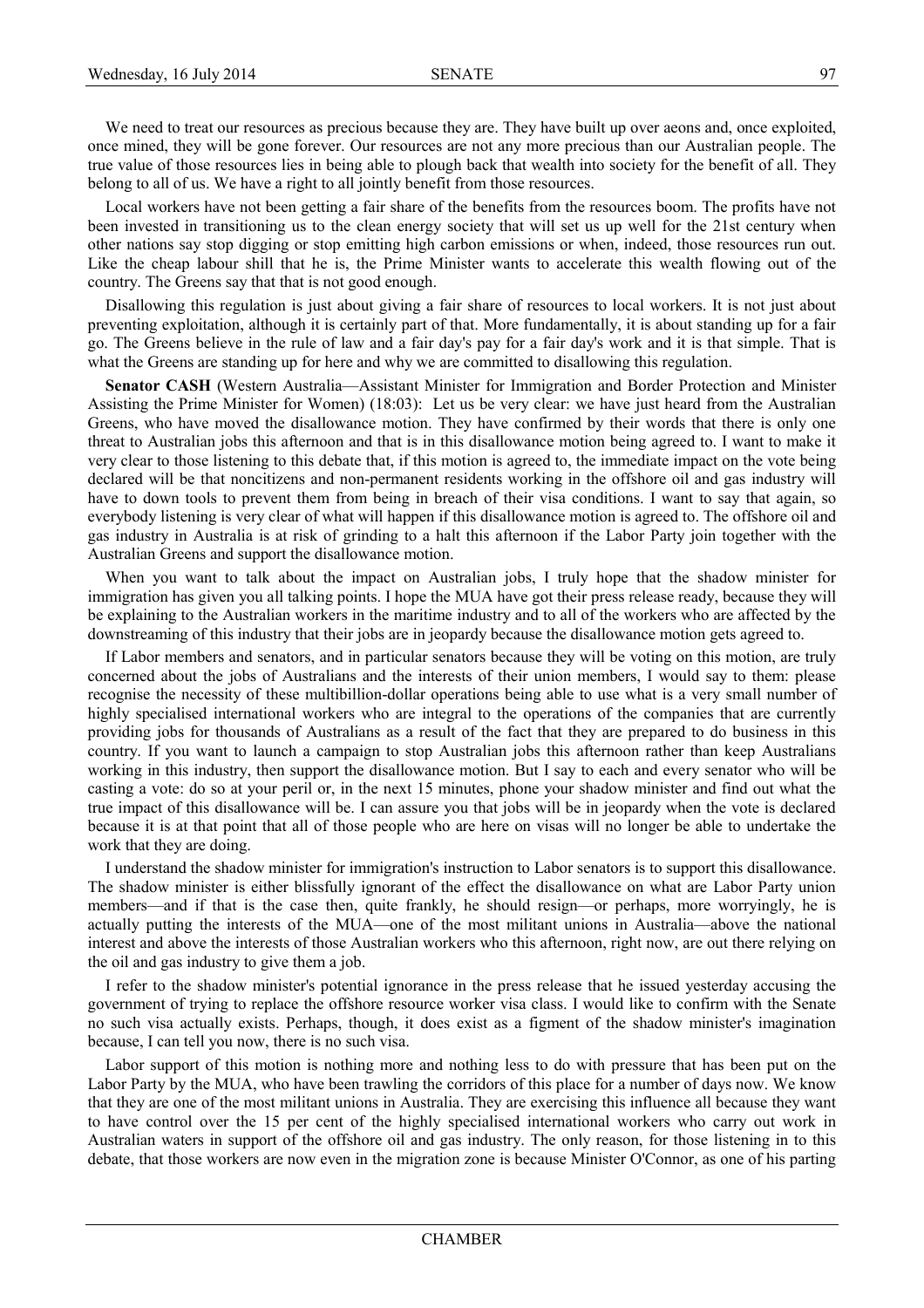We need to treat our resources as precious because they are. They have built up over aeons and, once exploited, once mined, they will be gone forever. Our resources are not any more precious than our Australian people. The true value of those resources lies in being able to plough back that wealth into society for the benefit of all. They belong to all of us. We have a right to all jointly benefit from those resources.

Local workers have not been getting a fair share of the benefits from the resources boom. The profits have not been invested in transitioning us to the clean energy society that will set us up well for the 21st century when other nations say stop digging or stop emitting high carbon emissions or when, indeed, those resources run out. Like the cheap labour shill that he is, the Prime Minister wants to accelerate this wealth flowing out of the country. The Greens say that that is not good enough.

Disallowing this regulation is just about giving a fair share of resources to local workers. It is not just about preventing exploitation, although it is certainly part of that. More fundamentally, it is about standing up for a fair go. The Greens believe in the rule of law and a fair day's pay for a fair day's work and it is that simple. That is what the Greens are standing up for here and why we are committed to disallowing this regulation.

**Senator CASH** (Western Australia—Assistant Minister for Immigration and Border Protection and Minister Assisting the Prime Minister for Women) (18:03): Let us be very clear: we have just heard from the Australian Greens, who have moved the disallowance motion. They have confirmed by their words that there is only one threat to Australian jobs this afternoon and that is in this disallowance motion being agreed to. I want to make it very clear to those listening to this debate that, if this motion is agreed to, the immediate impact on the vote being declared will be that noncitizens and non-permanent residents working in the offshore oil and gas industry will have to down tools to prevent them from being in breach of their visa conditions. I want to say that again, so everybody listening is very clear of what will happen if this disallowance motion is agreed to. The offshore oil and gas industry in Australia is at risk of grinding to a halt this afternoon if the Labor Party join together with the Australian Greens and support the disallowance motion.

When you want to talk about the impact on Australian jobs, I truly hope that the shadow minister for immigration has given you all talking points. I hope the MUA have got their press release ready, because they will be explaining to the Australian workers in the maritime industry and to all of the workers who are affected by the downstreaming of this industry that their jobs are in jeopardy because the disallowance motion gets agreed to.

If Labor members and senators, and in particular senators because they will be voting on this motion, are truly concerned about the jobs of Australians and the interests of their union members, I would say to them: please recognise the necessity of these multibillion-dollar operations being able to use what is a very small number of highly specialised international workers who are integral to the operations of the companies that are currently providing jobs for thousands of Australians as a result of the fact that they are prepared to do business in this country. If you want to launch a campaign to stop Australian jobs this afternoon rather than keep Australians working in this industry, then support the disallowance motion. But I say to each and every senator who will be casting a vote: do so at your peril or, in the next 15 minutes, phone your shadow minister and find out what the true impact of this disallowance will be. I can assure you that jobs will be in jeopardy when the vote is declared because it is at that point that all of those people who are here on visas will no longer be able to undertake the work that they are doing.

I understand the shadow minister for immigration's instruction to Labor senators is to support this disallowance. The shadow minister is either blissfully ignorant of the effect the disallowance on what are Labor Party union members—and if that is the case then, quite frankly, he should resign—or perhaps, more worryingly, he is actually putting the interests of the MUA—one of the most militant unions in Australia—above the national interest and above the interests of those Australian workers who this afternoon, right now, are out there relying on the oil and gas industry to give them a job.

I refer to the shadow minister's potential ignorance in the press release that he issued yesterday accusing the government of trying to replace the offshore resource worker visa class. I would like to confirm with the Senate no such visa actually exists. Perhaps, though, it does exist as a figment of the shadow minister's imagination because, I can tell you now, there is no such visa.

Labor support of this motion is nothing more and nothing less to do with pressure that has been put on the Labor Party by the MUA, who have been trawling the corridors of this place for a number of days now. We know that they are one of the most militant unions in Australia. They are exercising this influence all because they want to have control over the 15 per cent of the highly specialised international workers who carry out work in Australian waters in support of the offshore oil and gas industry. The only reason, for those listening in to this debate, that those workers are now even in the migration zone is because Minister O'Connor, as one of his parting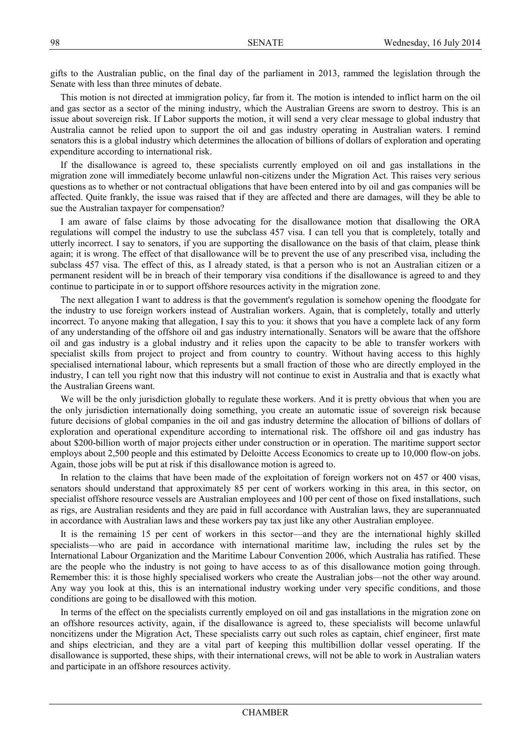gifts to the Australian public, on the final day of the parliament in 2013, rammed the legislation through the Senate with less than three minutes of debate.

This motion is not directed at immigration policy, far from it. The motion is intended to inflict harm on the oil and gas sector as a sector of the mining industry, which the Australian Greens are sworn to destroy. This is an issue about sovereign risk. If Labor supports the motion, it will send a very clear message to global industry that Australia cannot be relied upon to support the oil and gas industry operating in Australian waters. I remind senators this is a global industry which determines the allocation of billions of dollars of exploration and operating expenditure according to international risk.

If the disallowance is agreed to, these specialists currently employed on oil and gas installations in the migration zone will immediately become unlawful non-citizens under the Migration Act. This raises very serious questions as to whether or not contractual obligations that have been entered into by oil and gas companies will be affected. Quite frankly, the issue was raised that if they are affected and there are damages, will they be able to sue the Australian taxpayer for compensation?

I am aware of false claims by those advocating for the disallowance motion that disallowing the ORA regulations will compel the industry to use the subclass 457 visa. I can tell you that is completely, totally and utterly incorrect. I say to senators, if you are supporting the disallowance on the basis of that claim, please think again; it is wrong. The effect of that disallowance will be to prevent the use of any prescribed visa, including the subclass 457 visa. The effect of this, as I already stated, is that a person who is not an Australian citizen or a permanent resident will be in breach of their temporary visa conditions if the disallowance is agreed to and they continue to participate in or to support offshore resources activity in the migration zone.

The next allegation I want to address is that the government's regulation is somehow opening the floodgate for the industry to use foreign workers instead of Australian workers. Again, that is completely, totally and utterly incorrect. To anyone making that allegation, I say this to you: it shows that you have a complete lack of any form of any understanding of the offshore oil and gas industry internationally. Senators will be aware that the offshore oil and gas industry is a global industry and it relies upon the capacity to be able to transfer workers with specialist skills from project to project and from country to country. Without having access to this highly specialised international labour, which represents but a small fraction of those who are directly employed in the industry, I can tell you right now that this industry will not continue to exist in Australia and that is exactly what the Australian Greens want.

We will be the only jurisdiction globally to regulate these workers. And it is pretty obvious that when you are the only jurisdiction internationally doing something, you create an automatic issue of sovereign risk because future decisions of global companies in the oil and gas industry determine the allocation of billions of dollars of exploration and operational expenditure according to international risk. The offshore oil and gas industry has about \$200-billion worth of major projects either under construction or in operation. The maritime support sector employs about 2,500 people and this estimated by Deloitte Access Economics to create up to 10,000 flow-on jobs. Again, those jobs will be put at risk if this disallowance motion is agreed to.

In relation to the claims that have been made of the exploitation of foreign workers not on 457 or 400 visas, senators should understand that approximately 85 per cent of workers working in this area, in this sector, on specialist offshore resource vessels are Australian employees and 100 per cent of those on fixed installations, such as rigs, are Australian residents and they are paid in full accordance with Australian laws, they are superannuated in accordance with Australian laws and these workers pay tax just like any other Australian employee.

It is the remaining 15 per cent of workers in this sector—and they are the international highly skilled specialists—who are paid in accordance with international maritime law, including the rules set by the International Labour Organization and the Maritime Labour Convention 2006, which Australia has ratified. These are the people who the industry is not going to have access to as of this disallowance motion going through. Remember this: it is those highly specialised workers who create the Australian jobs—not the other way around. Any way you look at this, this is an international industry working under very specific conditions, and those conditions are going to be disallowed with this motion.

In terms of the effect on the specialists currently employed on oil and gas installations in the migration zone on an offshore resources activity, again, if the disallowance is agreed to, these specialists will become unlawful noncitizens under the Migration Act, These specialists carry out such roles as captain, chief engineer, first mate and ships electrician, and they are a vital part of keeping this multibillion dollar vessel operating. If the disallowance is supported, these ships, with their international crews, will not be able to work in Australian waters and participate in an offshore resources activity.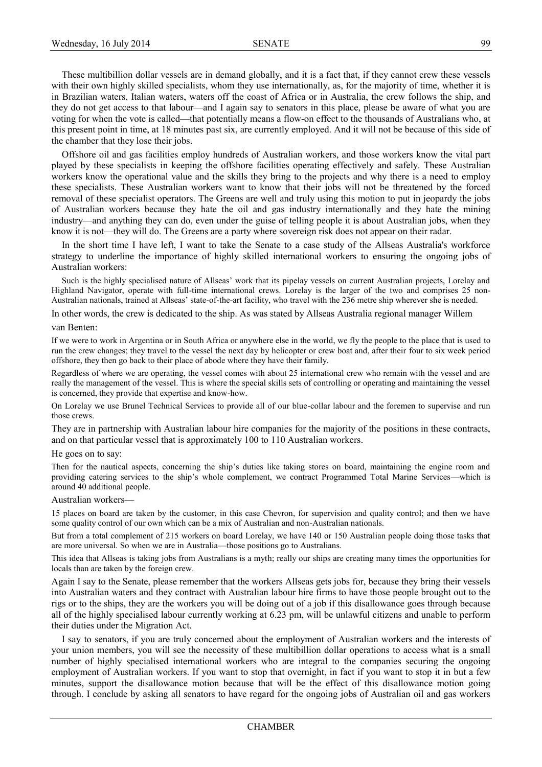These multibillion dollar vessels are in demand globally, and it is a fact that, if they cannot crew these vessels with their own highly skilled specialists, whom they use internationally, as, for the majority of time, whether it is in Brazilian waters, Italian waters, waters off the coast of Africa or in Australia, the crew follows the ship, and they do not get access to that labour—and I again say to senators in this place, please be aware of what you are voting for when the vote is called—that potentially means a flow-on effect to the thousands of Australians who, at this present point in time, at 18 minutes past six, are currently employed. And it will not be because of this side of the chamber that they lose their jobs.

Offshore oil and gas facilities employ hundreds of Australian workers, and those workers know the vital part played by these specialists in keeping the offshore facilities operating effectively and safely. These Australian workers know the operational value and the skills they bring to the projects and why there is a need to employ these specialists. These Australian workers want to know that their jobs will not be threatened by the forced removal of these specialist operators. The Greens are well and truly using this motion to put in jeopardy the jobs of Australian workers because they hate the oil and gas industry internationally and they hate the mining industry—and anything they can do, even under the guise of telling people it is about Australian jobs, when they know it is not—they will do. The Greens are a party where sovereign risk does not appear on their radar.

In the short time I have left, I want to take the Senate to a case study of the Allseas Australia's workforce strategy to underline the importance of highly skilled international workers to ensuring the ongoing jobs of Australian workers:

> Such is the highly specialised nature of Allseas' work that its pipelay vessels on current Australian projects, Lorelay and Highland Navigator, operate with full-time international crews. Lorelay is the larger of the two and comprises 25 non-Australian nationals, trained at Allseas' state-of-the-art facility, who travel with the 236 metre ship wherever she is needed.

In other words, the crew is dedicated to the ship. As was stated by Allseas Australia regional manager Willem van Benten:

> If we were to work in Argentina or in South Africa or anywhere else in the world, we fly the people to the place that is used to run the crew changes; they travel to the vessel the next day by helicopter or crew boat and, after their four to six week period offshore, they then go back to their place of abode where they have their family.
>
> Regardless of where we are operating, the vessel comes with about 25 international crew who remain with the vessel and are really the management of the vessel. This is where the special skills sets of controlling or operating and maintaining the vessel is concerned, they provide that expertise and know-how.
>
> On Lorelay we use Brunel Technical Services to provide all of our blue-collar labour and the foremen to supervise and run those crews.

They are in partnership with Australian labour hire companies for the majority of the positions in these contracts, and on that particular vessel that is approximately 100 to 110 Australian workers.

He goes on to say:

> Then for the nautical aspects, concerning the ship's duties like taking stores on board, maintaining the engine room and providing catering services to the ship's whole complement, we contract Programmed Total Marine Services—which is around 40 additional people.

Australian workers—

> 15 places on board are taken by the customer, in this case Chevron, for supervision and quality control; and then we have some quality control of our own which can be a mix of Australian and non-Australian nationals.
>
> But from a total complement of 215 workers on board Lorelay, we have 140 or 150 Australian people doing those tasks that are more universal. So when we are in Australia—those positions go to Australians.
>
> This idea that Allseas is taking jobs from Australians is a myth; really our ships are creating many times the opportunities for locals than are taken by the foreign crew.

Again I say to the Senate, please remember that the workers Allseas gets jobs for, because they bring their vessels into Australian waters and they contract with Australian labour hire firms to have those people brought out to the rigs or to the ships, they are the workers you will be doing out of a job if this disallowance goes through because all of the highly specialised labour currently working at 6.23 pm, will be unlawful citizens and unable to perform their duties under the Migration Act.

I say to senators, if you are truly concerned about the employment of Australian workers and the interests of your union members, you will see the necessity of these multibillion dollar operations to access what is a small number of highly specialised international workers who are integral to the companies securing the ongoing employment of Australian workers. If you want to stop that overnight, in fact if you want to stop it in but a few minutes, support the disallowance motion because that will be the effect of this disallowance motion going through. I conclude by asking all senators to have regard for the ongoing jobs of Australian oil and gas workers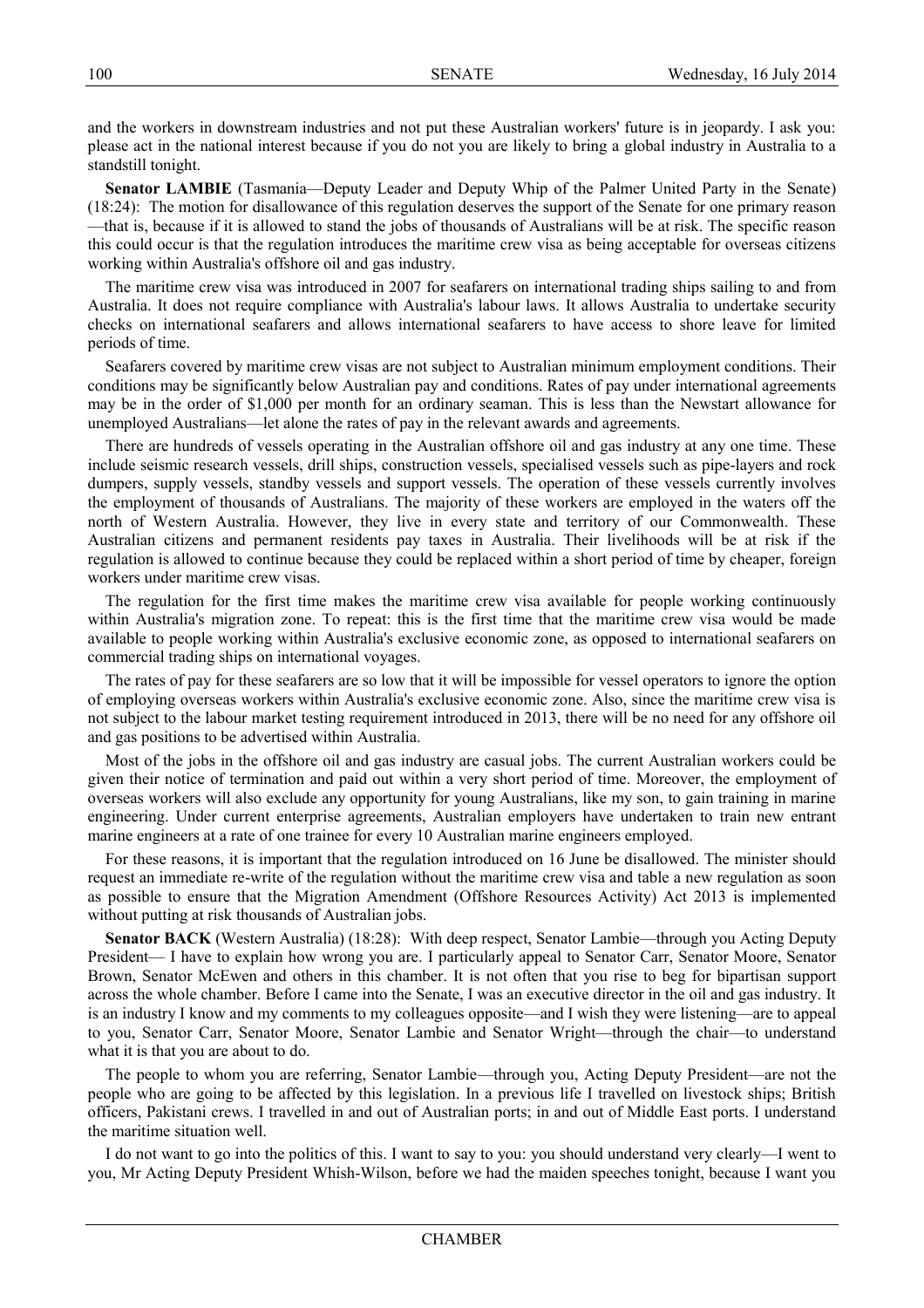and the workers in downstream industries and not put these Australian workers' future is in jeopardy. I ask you: please act in the national interest because if you do not you are likely to bring a global industry in Australia to a standstill tonight.

**Senator LAMBIE** (Tasmania—Deputy Leader and Deputy Whip of the Palmer United Party in the Senate) (18:24): The motion for disallowance of this regulation deserves the support of the Senate for one primary reason —that is, because if it is allowed to stand the jobs of thousands of Australians will be at risk. The specific reason this could occur is that the regulation introduces the maritime crew visa as being acceptable for overseas citizens working within Australia's offshore oil and gas industry.

The maritime crew visa was introduced in 2007 for seafarers on international trading ships sailing to and from Australia. It does not require compliance with Australia's labour laws. It allows Australia to undertake security checks on international seafarers and allows international seafarers to have access to shore leave for limited periods of time.

Seafarers covered by maritime crew visas are not subject to Australian minimum employment conditions. Their conditions may be significantly below Australian pay and conditions. Rates of pay under international agreements may be in the order of $1,000 per month for an ordinary seaman. This is less than the Newstart allowance for unemployed Australians—let alone the rates of pay in the relevant awards and agreements.

There are hundreds of vessels operating in the Australian offshore oil and gas industry at any one time. These include seismic research vessels, drill ships, construction vessels, specialised vessels such as pipe-layers and rock dumpers, supply vessels, standby vessels and support vessels. The operation of these vessels currently involves the employment of thousands of Australians. The majority of these workers are employed in the waters off the north of Western Australia. However, they live in every state and territory of our Commonwealth. These Australian citizens and permanent residents pay taxes in Australia. Their livelihoods will be at risk if the regulation is allowed to continue because they could be replaced within a short period of time by cheaper, foreign workers under maritime crew visas.

The regulation for the first time makes the maritime crew visa available for people working continuously within Australia's migration zone. To repeat: this is the first time that the maritime crew visa would be made available to people working within Australia's exclusive economic zone, as opposed to international seafarers on commercial trading ships on international voyages.

The rates of pay for these seafarers are so low that it will be impossible for vessel operators to ignore the option of employing overseas workers within Australia's exclusive economic zone. Also, since the maritime crew visa is not subject to the labour market testing requirement introduced in 2013, there will be no need for any offshore oil and gas positions to be advertised within Australia.

Most of the jobs in the offshore oil and gas industry are casual jobs. The current Australian workers could be given their notice of termination and paid out within a very short period of time. Moreover, the employment of overseas workers will also exclude any opportunity for young Australians, like my son, to gain training in marine engineering. Under current enterprise agreements, Australian employers have undertaken to train new entrant marine engineers at a rate of one trainee for every 10 Australian marine engineers employed.

For these reasons, it is important that the regulation introduced on 16 June be disallowed. The minister should request an immediate re-write of the regulation without the maritime crew visa and table a new regulation as soon as possible to ensure that the Migration Amendment (Offshore Resources Activity) Act 2013 is implemented without putting at risk thousands of Australian jobs.

**Senator BACK** (Western Australia) (18:28): With deep respect, Senator Lambie—through you Acting Deputy President— I have to explain how wrong you are. I particularly appeal to Senator Carr, Senator Moore, Senator Brown, Senator McEwen and others in this chamber. It is not often that you rise to beg for bipartisan support across the whole chamber. Before I came into the Senate, I was an executive director in the oil and gas industry. It is an industry I know and my comments to my colleagues opposite—and I wish they were listening—are to appeal to you, Senator Carr, Senator Moore, Senator Lambie and Senator Wright—through the chair—to understand what it is that you are about to do.

The people to whom you are referring, Senator Lambie—through you, Acting Deputy President—are not the people who are going to be affected by this legislation. In a previous life I travelled on livestock ships; British officers, Pakistani crews. I travelled in and out of Australian ports; in and out of Middle East ports. I understand the maritime situation well.

I do not want to go into the politics of this. I want to say to you: you should understand very clearly—I went to you, Mr Acting Deputy President Whish-Wilson, before we had the maiden speeches tonight, because I want you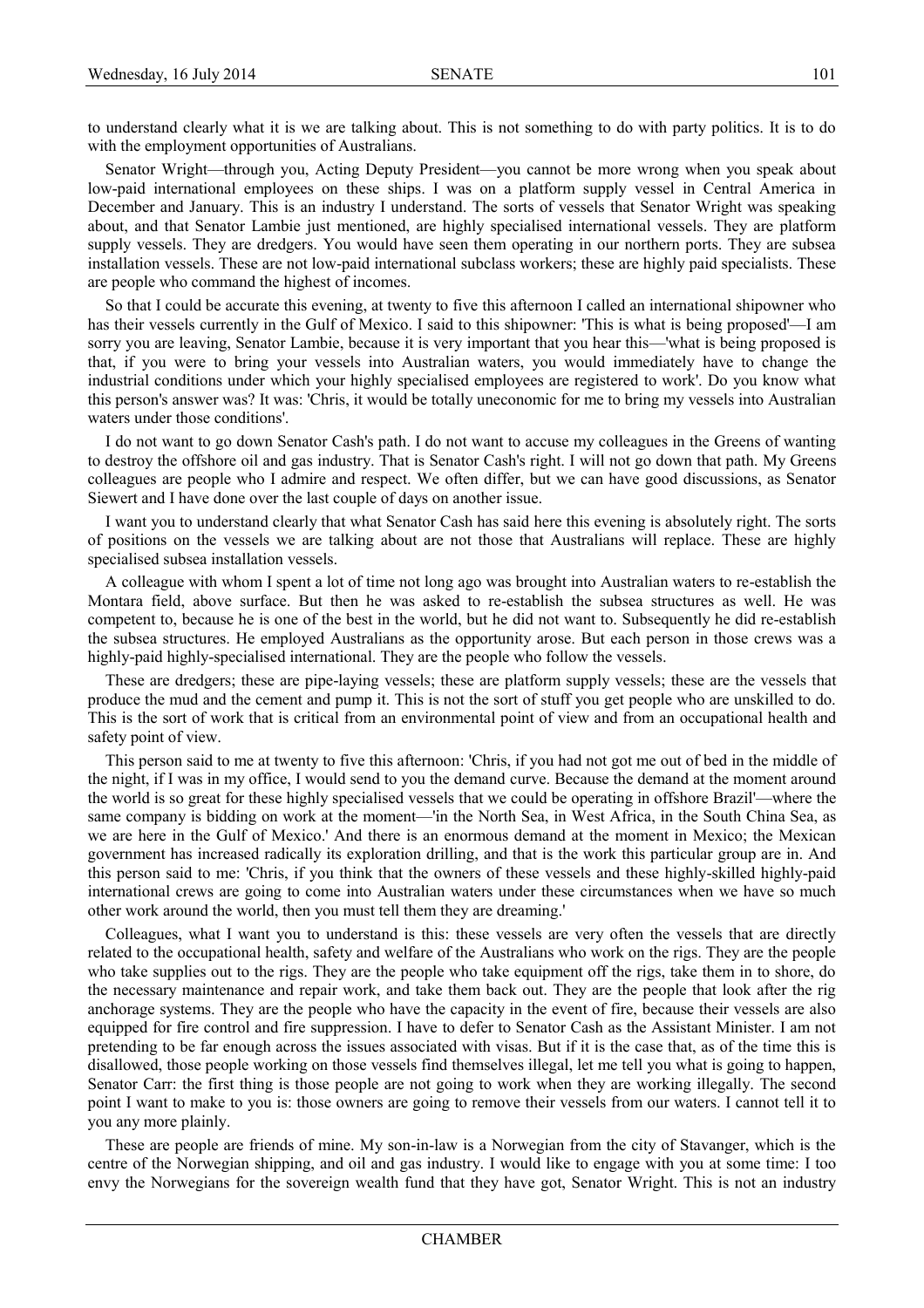to understand clearly what it is we are talking about. This is not something to do with party politics. It is to do with the employment opportunities of Australians.

Senator Wright—through you, Acting Deputy President—you cannot be more wrong when you speak about low-paid international employees on these ships. I was on a platform supply vessel in Central America in December and January. This is an industry I understand. The sorts of vessels that Senator Wright was speaking about, and that Senator Lambie just mentioned, are highly specialised international vessels. They are platform supply vessels. They are dredgers. You would have seen them operating in our northern ports. They are subsea installation vessels. These are not low-paid international subclass workers; these are highly paid specialists. These are people who command the highest of incomes.

So that I could be accurate this evening, at twenty to five this afternoon I called an international shipowner who has their vessels currently in the Gulf of Mexico. I said to this shipowner: 'This is what is being proposed'—I am sorry you are leaving, Senator Lambie, because it is very important that you hear this—'what is being proposed is that, if you were to bring your vessels into Australian waters, you would immediately have to change the industrial conditions under which your highly specialised employees are registered to work'. Do you know what this person's answer was? It was: 'Chris, it would be totally uneconomic for me to bring my vessels into Australian waters under those conditions'.

I do not want to go down Senator Cash's path. I do not want to accuse my colleagues in the Greens of wanting to destroy the offshore oil and gas industry. That is Senator Cash's right. I will not go down that path. My Greens colleagues are people who I admire and respect. We often differ, but we can have good discussions, as Senator Siewert and I have done over the last couple of days on another issue.

I want you to understand clearly that what Senator Cash has said here this evening is absolutely right. The sorts of positions on the vessels we are talking about are not those that Australians will replace. These are highly specialised subsea installation vessels.

A colleague with whom I spent a lot of time not long ago was brought into Australian waters to re-establish the Montara field, above surface. But then he was asked to re-establish the subsea structures as well. He was competent to, because he is one of the best in the world, but he did not want to. Subsequently he did re-establish the subsea structures. He employed Australians as the opportunity arose. But each person in those crews was a highly-paid highly-specialised international. They are the people who follow the vessels.

These are dredgers; these are pipe-laying vessels; these are platform supply vessels; these are the vessels that produce the mud and the cement and pump it. This is not the sort of stuff you get people who are unskilled to do. This is the sort of work that is critical from an environmental point of view and from an occupational health and safety point of view.

This person said to me at twenty to five this afternoon: 'Chris, if you had not got me out of bed in the middle of the night, if I was in my office, I would send to you the demand curve. Because the demand at the moment around the world is so great for these highly specialised vessels that we could be operating in offshore Brazil'—where the same company is bidding on work at the moment—'in the North Sea, in West Africa, in the South China Sea, as we are here in the Gulf of Mexico.' And there is an enormous demand at the moment in Mexico; the Mexican government has increased radically its exploration drilling, and that is the work this particular group are in. And this person said to me: 'Chris, if you think that the owners of these vessels and these highly-skilled highly-paid international crews are going to come into Australian waters under these circumstances when we have so much other work around the world, then you must tell them they are dreaming.'

Colleagues, what I want you to understand is this: these vessels are very often the vessels that are directly related to the occupational health, safety and welfare of the Australians who work on the rigs. They are the people who take supplies out to the rigs. They are the people who take equipment off the rigs, take them in to shore, do the necessary maintenance and repair work, and take them back out. They are the people that look after the rig anchorage systems. They are the people who have the capacity in the event of fire, because their vessels are also equipped for fire control and fire suppression. I have to defer to Senator Cash as the Assistant Minister. I am not pretending to be far enough across the issues associated with visas. But if it is the case that, as of the time this is disallowed, those people working on those vessels find themselves illegal, let me tell you what is going to happen, Senator Carr: the first thing is those people are not going to work when they are working illegally. The second point I want to make to you is: those owners are going to remove their vessels from our waters. I cannot tell it to you any more plainly.

These are people are friends of mine. My son-in-law is a Norwegian from the city of Stavanger, which is the centre of the Norwegian shipping, and oil and gas industry. I would like to engage with you at some time: I too envy the Norwegians for the sovereign wealth fund that they have got, Senator Wright. This is not an industry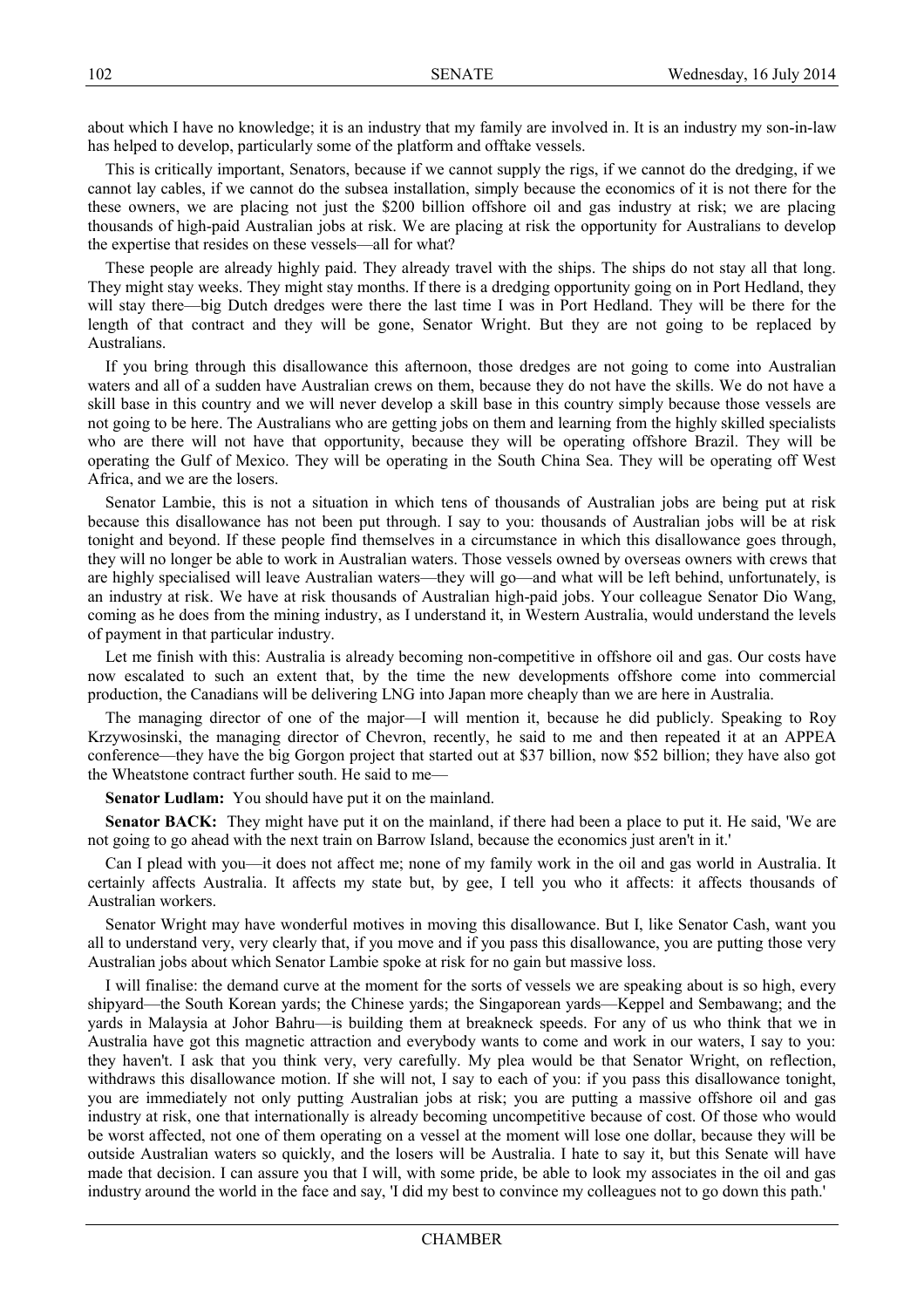about which I have no knowledge; it is an industry that my family are involved in. It is an industry my son-in-law has helped to develop, particularly some of the platform and offtake vessels.

This is critically important, Senators, because if we cannot supply the rigs, if we cannot do the dredging, if we cannot lay cables, if we cannot do the subsea installation, simply because the economics of it is not there for the these owners, we are placing not just the $200 billion offshore oil and gas industry at risk; we are placing thousands of high-paid Australian jobs at risk. We are placing at risk the opportunity for Australians to develop the expertise that resides on these vessels—all for what?

These people are already highly paid. They already travel with the ships. The ships do not stay all that long. They might stay weeks. They might stay months. If there is a dredging opportunity going on in Port Hedland, they will stay there—big Dutch dredges were there the last time I was in Port Hedland. They will be there for the length of that contract and they will be gone, Senator Wright. But they are not going to be replaced by Australians.

If you bring through this disallowance this afternoon, those dredges are not going to come into Australian waters and all of a sudden have Australian crews on them, because they do not have the skills. We do not have a skill base in this country and we will never develop a skill base in this country simply because those vessels are not going to be here. The Australians who are getting jobs on them and learning from the highly skilled specialists who are there will not have that opportunity, because they will be operating offshore Brazil. They will be operating the Gulf of Mexico. They will be operating in the South China Sea. They will be operating off West Africa, and we are the losers.

Senator Lambie, this is not a situation in which tens of thousands of Australian jobs are being put at risk because this disallowance has not been put through. I say to you: thousands of Australian jobs will be at risk tonight and beyond. If these people find themselves in a circumstance in which this disallowance goes through, they will no longer be able to work in Australian waters. Those vessels owned by overseas owners with crews that are highly specialised will leave Australian waters—they will go—and what will be left behind, unfortunately, is an industry at risk. We have at risk thousands of Australian high-paid jobs. Your colleague Senator Dio Wang, coming as he does from the mining industry, as I understand it, in Western Australia, would understand the levels of payment in that particular industry.

Let me finish with this: Australia is already becoming non-competitive in offshore oil and gas. Our costs have now escalated to such an extent that, by the time the new developments offshore come into commercial production, the Canadians will be delivering LNG into Japan more cheaply than we are here in Australia.

The managing director of one of the major—I will mention it, because he did publicly. Speaking to Roy Krzywosinski, the managing director of Chevron, recently, he said to me and then repeated it at an APPEA conference—they have the big Gorgon project that started out at $37 billion, now $52 billion; they have also got the Wheatstone contract further south. He said to me—

**Senator Ludlam:** You should have put it on the mainland.

**Senator BACK:** They might have put it on the mainland, if there had been a place to put it. He said, 'We are not going to go ahead with the next train on Barrow Island, because the economics just aren't in it.'

Can I plead with you—it does not affect me; none of my family work in the oil and gas world in Australia. It certainly affects Australia. It affects my state but, by gee, I tell you who it affects: it affects thousands of Australian workers.

Senator Wright may have wonderful motives in moving this disallowance. But I, like Senator Cash, want you all to understand very, very clearly that, if you move and if you pass this disallowance, you are putting those very Australian jobs about which Senator Lambie spoke at risk for no gain but massive loss.

I will finalise: the demand curve at the moment for the sorts of vessels we are speaking about is so high, every shipyard—the South Korean yards; the Chinese yards; the Singaporean yards—Keppel and Sembawang; and the yards in Malaysia at Johor Bahru—is building them at breakneck speeds. For any of us who think that we in Australia have got this magnetic attraction and everybody wants to come and work in our waters, I say to you: they haven't. I ask that you think very, very carefully. My plea would be that Senator Wright, on reflection, withdraws this disallowance motion. If she will not, I say to each of you: if you pass this disallowance tonight, you are immediately not only putting Australian jobs at risk; you are putting a massive offshore oil and gas industry at risk, one that internationally is already becoming uncompetitive because of cost. Of those who would be worst affected, not one of them operating on a vessel at the moment will lose one dollar, because they will be outside Australian waters so quickly, and the losers will be Australia. I hate to say it, but this Senate will have made that decision. I can assure you that I will, with some pride, be able to look my associates in the oil and gas industry around the world in the face and say, 'I did my best to convince my colleagues not to go down this path.'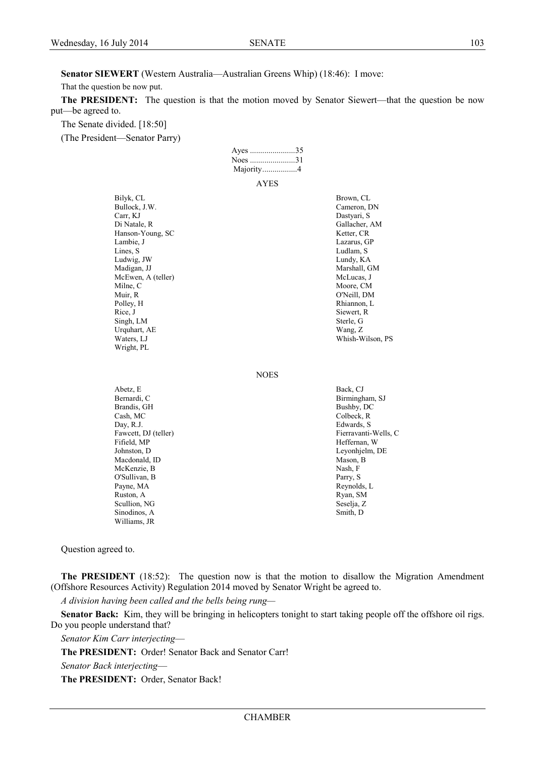**Senator SIEWERT** (Western Australia—Australian Greens Whip) (18:46): I move:

That the question be now put.

**The PRESIDENT:** The question is that the motion moved by Senator Siewert—that the question be now put—be agreed to.

The Senate divided. [18:50]

(The President—Senator Parry)

Ayes ......................35
Noes ......................31
Majority.................4

AYES

Bilyk, CL
Brown, CL
Bullock, J.W.
Cameron, DN
Carr, KJ
Dastyari, S
Di Natale, R
Gallacher, AM
Hanson-Young, SC
Ketter, CR
Lambie, J
Lazarus, GP
Lines, S
Ludlam, S
Ludwig, JW
Lundy, KA
Madigan, JJ
Marshall, GM
McEwen, A (teller)
McLucas, J
Milne, C
Moore, CM
Muir, R
O'Neill, DM
Polley, H
Rhiannon, L
Rice, J
Siewert, R
Singh, LM
Sterle, G
Urquhart, AE
Wang, Z
Waters, LJ
Whish-Wilson, PS
Wright, PL

NOES

Abetz, E
Back, CJ
Bernardi, C
Birmingham, SJ
Brandis, GH
Bushby, DC
Cash, MC
Colbeck, R
Day, R.J.
Edwards, S
Fawcett, DJ (teller)
Fierravanti-Wells, C
Fifield, MP
Heffernan, W
Johnston, D
Leyonhjelm, DE
Macdonald, ID
Mason, B
McKenzie, B
Nash, F
O'Sullivan, B
Parry, S
Payne, MA
Reynolds, L
Ruston, A
Ryan, SM
Scullion, NG
Seselja, Z
Sinodinos, A
Smith, D
Williams, JR

Question agreed to.

**The PRESIDENT** (18:52): The question now is that the motion to disallow the Migration Amendment (Offshore Resources Activity) Regulation 2014 moved by Senator Wright be agreed to.

*A division having been called and the bells being rung*—

**Senator Back:** Kim, they will be bringing in helicopters tonight to start taking people off the offshore oil rigs. Do you people understand that?

*Senator Kim Carr interjecting*—

**The PRESIDENT:** Order! Senator Back and Senator Carr!

*Senator Back interjecting*—

**The PRESIDENT:** Order, Senator Back!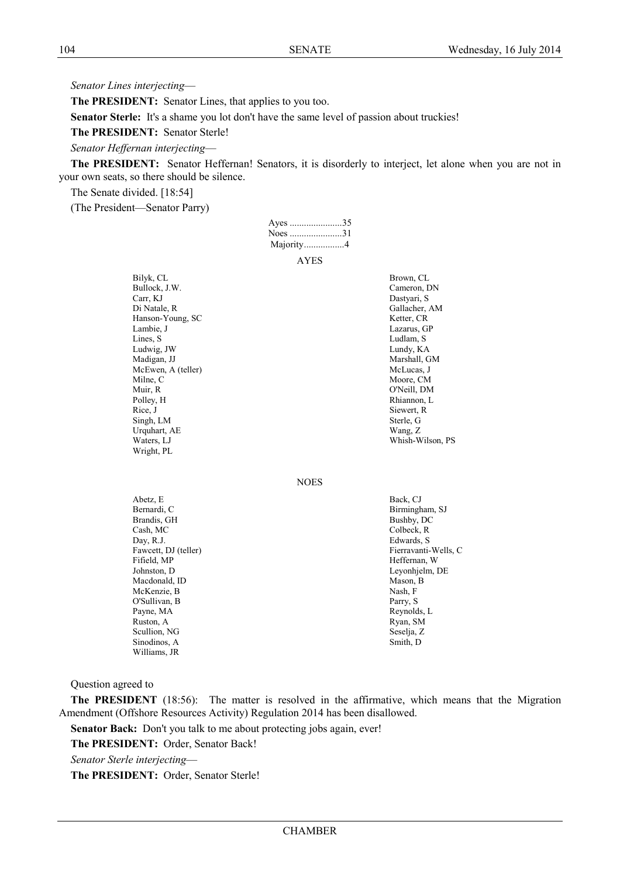*Senator Lines interjecting*—

**The PRESIDENT:** Senator Lines, that applies to you too.

**Senator Sterle:** It's a shame you lot don't have the same level of passion about truckies!

**The PRESIDENT:** Senator Sterle!

*Senator Heffernan interjecting*—

**The PRESIDENT:** Senator Heffernan! Senators, it is disorderly to interject, let alone when you are not in your own seats, so there should be silence.

The Senate divided. [18:54]

(The President—Senator Parry)

Ayes ......................35
Noes ......................31
Majority.................4

AYES

Bilyk, CL
Brown, CL
Bullock, J.W.
Cameron, DN
Carr, KJ
Dastyari, S
Di Natale, R
Gallacher, AM
Hanson-Young, SC
Ketter, CR
Lambie, J
Lazarus, GP
Lines, S
Ludlam, S
Ludwig, JW
Lundy, KA
Madigan, JJ
Marshall, GM
McEwen, A (teller)
McLucas, J
Milne, C
Moore, CM
Muir, R
O'Neill, DM
Polley, H
Rhiannon, L
Rice, J
Siewert, R
Singh, LM
Sterle, G
Urquhart, AE
Wang, Z
Waters, LJ
Whish-Wilson, PS
Wright, PL

NOES

Abetz, E
Back, CJ
Bernardi, C
Birmingham, SJ
Brandis, GH
Bushby, DC
Cash, MC
Colbeck, R
Day, R.J.
Edwards, S
Fawcett, DJ (teller)
Fierravanti-Wells, C
Fifield, MP
Heffernan, W
Johnston, D
Leyonhjelm, DE
Macdonald, ID
Mason, B
McKenzie, B
Nash, F
O'Sullivan, B
Parry, S
Payne, MA
Reynolds, L
Ruston, A
Ryan, SM
Scullion, NG
Seselja, Z
Sinodinos, A
Smith, D
Williams, JR

Question agreed to

**The PRESIDENT** (18:56): The matter is resolved in the affirmative, which means that the Migration Amendment (Offshore Resources Activity) Regulation 2014 has been disallowed.

**Senator Back:** Don't you talk to me about protecting jobs again, ever!

**The PRESIDENT:** Order, Senator Back!

*Senator Sterle interjecting*—

**The PRESIDENT:** Order, Senator Sterle!